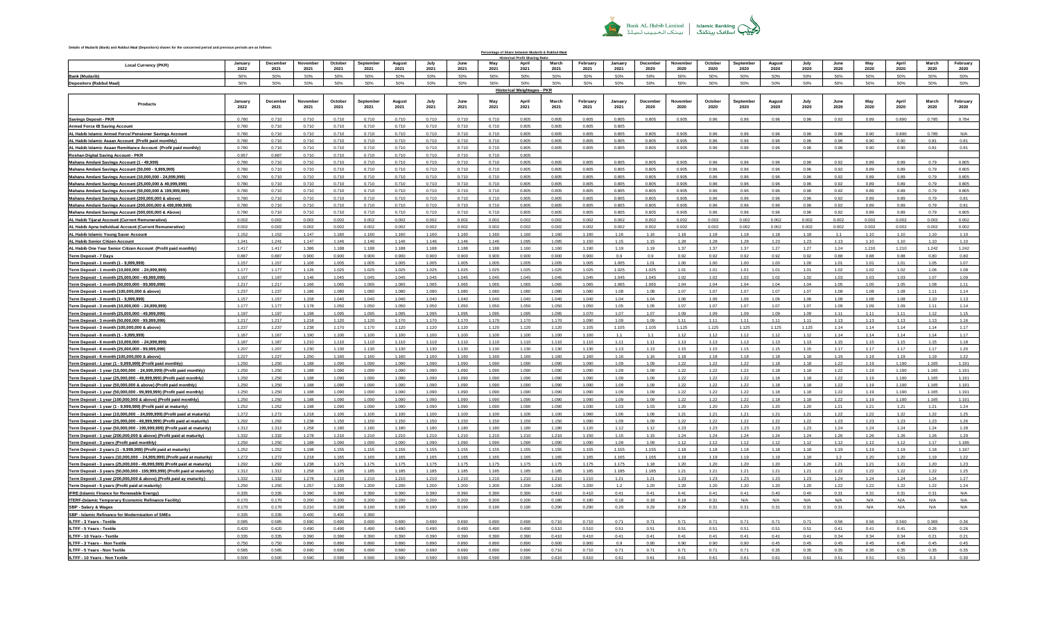Details of Mudarib (Bank) and Rabbul Maal (Depositors) shares for the concerned period and previous periods are as follows:

**Percentage of Share between Mudarib & Rabbul-Maal**

**Historical Profit Sharing Ratio**

| Local Currency (PKR) | January 2022 | December 2021 | November 2021 | October 2021 | September 2021 | August 2021 | July 2021 | June 2021 | May 2021 | April 2021 | March 2021 | February 2021 | January 2021 | December 2020 | November 2020 | October 2020 | September 2020 | August 2020 | July 2020 | June 2020 | May 2020 | April 2020 | March 2020 | February 2020 |
|---|---|---|---|---|---|---|---|---|---|---|---|---|---|---|---|---|---|---|---|---|---|---|---|---|
| Bank (Mudarib) | 50% | 50% | 50% | 50% | 50% | 50% | 50% | 50% | 50% | 50% | 50% | 50% | 50% | 50% | 50% | 50% | 50% | 50% | 50% | 50% | 50% | 50% | 50% | 50% |
| Depositors (Rabbul Maal) | 50% | 50% | 50% | 50% | 50% | 50% | 50% | 50% | 50% | 50% | 50% | 50% | 50% | 50% | 50% | 50% | 50% | 50% | 50% | 50% | 50% | 50% | 50% | 50% |

**Historical Weightages - PKR**

| Products | January 2022 | December 2021 | November 2021 | October 2021 | September 2021 | August 2021 | July 2021 | June 2021 | May 2021 | April 2021 | March 2021 | February 2021 | January 2021 | December 2020 | November 2020 | October 2020 | September 2020 | August 2020 | July 2020 | June 2020 | May 2020 | April 2020 | March 2020 | February 2020 |
|---|---|---|---|---|---|---|---|---|---|---|---|---|---|---|---|---|---|---|---|---|---|---|---|---|
| Savings Deposit - PKR | 0.780 | 0.710 | 0.710 | 0.710 | 0.710 | 0.710 | 0.710 | 0.710 | 0.710 | 0.805 | 0.805 | 0.805 | 0.805 | 0.805 | 0.905 | 0.96 | 0.96 | 0.96 | 0.96 | 0.92 | 0.89 | 0.890 | 0.785 | 0.784 |
| Armed Force IB Saving Account | 0.780 | 0.710 | 0.710 | 0.710 | 0.710 | 0.710 | 0.710 | 0.710 | 0.710 | 0.805 | 0.805 | 0.805 | 0.805 | | | | | | | | | | | |
| AL Habib Islamic Armed Force/ Pensioner Savings Account | 0.780 | 0.710 | 0.710 | 0.710 | 0.710 | 0.710 | 0.710 | 0.710 | 0.710 | 0.805 | 0.805 | 0.805 | 0.805 | 0.805 | 0.905 | 0.96 | 0.96 | 0.96 | 0.96 | 0.96 | 0.90 | 0.890 | 0.785 | N/A |
| AL Habib Islamic Asaan Account (Profit paid monthly) | 0.780 | 0.710 | 0.710 | 0.710 | 0.710 | 0.710 | 0.710 | 0.710 | 0.710 | 0.805 | 0.805 | 0.805 | 0.805 | 0.805 | 0.905 | 0.96 | 0.96 | 0.96 | 0.96 | 0.96 | 0.90 | 0.90 | 0.81 | 0.81 |
| AL Habib Islamic Asaan Remittance Account (Profit paid monthly) | 0.780 | 0.710 | 0.710 | 0.710 | 0.710 | 0.710 | 0.710 | 0.710 | 0.710 | 0.805 | 0.805 | 0.805 | 0.805 | 0.805 | 0.905 | 0.96 | 0.96 | 0.96 | 0.96 | 0.96 | 0.90 | 0.90 | 0.81 | 0.81 |
| Roshan Digital Saving Account - PKR | 0.957 | 0.887 | 0.710 | 0.710 | 0.710 | 0.710 | 0.710 | 0.710 | 0.710 | 0.805 | | | | | | | | | | | | | | |
| Mahana Amdani Savings Account (1 - 49,999) | 0.780 | 0.710 | 0.710 | 0.710 | 0.710 | 0.710 | 0.710 | 0.710 | 0.710 | 0.805 | 0.805 | 0.805 | 0.805 | 0.805 | 0.905 | 0.96 | 0.96 | 0.96 | 0.96 | 0.92 | 0.89 | 0.89 | 0.79 | 0.805 |
| Mahana Amdani Savings Account (50,000 - 9,999,999) | 0.780 | 0.710 | 0.710 | 0.710 | 0.710 | 0.710 | 0.710 | 0.710 | 0.710 | 0.805 | 0.805 | 0.805 | 0.805 | 0.805 | 0.905 | 0.96 | 0.96 | 0.96 | 0.96 | 0.92 | 0.89 | 0.89 | 0.79 | 0.805 |
| Mahana Amdani Savings Account (10,000,000 - 24,999,999) | 0.780 | 0.710 | 0.710 | 0.710 | 0.710 | 0.710 | 0.710 | 0.710 | 0.710 | 0.805 | 0.805 | 0.805 | 0.805 | 0.805 | 0.905 | 0.96 | 0.96 | 0.96 | 0.96 | 0.92 | 0.89 | 0.89 | 0.79 | 0.805 |
| Mahana Amdani Savings Account (25,000,000 & 49,999,999) | 0.780 | 0.710 | 0.710 | 0.710 | 0.710 | 0.710 | 0.710 | 0.710 | 0.710 | 0.805 | 0.805 | 0.805 | 0.805 | 0.805 | 0.905 | 0.96 | 0.96 | 0.96 | 0.96 | 0.92 | 0.89 | 0.89 | 0.79 | 0.805 |
| Mahana Amdani Savings Account (50,000,000 & 199,999,999) | 0.780 | 0.710 | 0.710 | 0.710 | 0.710 | 0.710 | 0.710 | 0.710 | 0.710 | 0.805 | 0.805 | 0.805 | 0.805 | 0.805 | 0.905 | 0.96 | 0.96 | 0.96 | 0.96 | 0.92 | 0.89 | 0.89 | 0.79 | 0.805 |
| Mahana Amdani Savings Account (200,000,000 & above) | 0.780 | 0.710 | 0.710 | 0.710 | 0.710 | 0.710 | 0.710 | 0.710 | 0.710 | 0.805 | 0.805 | 0.805 | 0.805 | 0.805 | 0.905 | 0.96 | 0.96 | 0.96 | 0.96 | 0.92 | 0.89 | 0.89 | 0.79 | 0.81 |
| Mahana Amdani Savings Account (200,000,000 & 499,999,999) | 0.780 | 0.710 | 0.710 | 0.710 | 0.710 | 0.710 | 0.710 | 0.710 | 0.710 | 0.805 | 0.805 | 0.805 | 0.805 | 0.805 | 0.905 | 0.96 | 0.96 | 0.96 | 0.96 | 0.92 | 0.89 | 0.89 | 0.79 | 0.81 |
| Mahana Amdani Savings Account (500,000,000 & Above) | 0.780 | 0.710 | 0.710 | 0.710 | 0.710 | 0.710 | 0.710 | 0.710 | 0.710 | 0.805 | 0.805 | 0.805 | 0.805 | 0.805 | 0.905 | 0.96 | 0.96 | 0.96 | 0.96 | 0.92 | 0.89 | 0.89 | 0.79 | 0.805 |
| AL Habib Tijarat Account (Current Remunerative) | 0.002 | 0.002 | 0.002 | 0.002 | 0.002 | 0.002 | 0.002 | 0.002 | 0.002 | 0.002 | 0.002 | 0.002 | 0.002 | 0.002 | 0.002 | 0.002 | 0.002 | 0.002 | 0.002 | 0.002 | 0.002 | 0.002 | 0.002 | 0.002 |
| AL Habib Apna Individual Account (Current Remunerative) | 0.002 | 0.002 | 0.002 | 0.002 | 0.002 | 0.002 | 0.002 | 0.002 | 0.002 | 0.002 | 0.002 | 0.002 | 0.002 | 0.002 | 0.002 | 0.002 | 0.002 | 0.002 | 0.002 | 0.002 | 0.002 | 0.002 | 0.002 | 0.002 |
| AL Habib Islamic Young Saver Account | 1.152 | 1.152 | 1.147 | 1.160 | 1.160 | 1.160 | 1.160 | 1.160 | 1.160 | 1.160 | 1.160 | 1.160 | 1.16 | 1.16 | 1.18 | 1.18 | 1.18 | 1.18 | 1.18 | 1.1 | 1.10 | 1.10 | 1.10 | 1.10 |
| AL Habib Senior Citizen Account | 1.241 | 1.241 | 1.147 | 1.146 | 1.146 | 1.146 | 1.146 | 1.146 | 1.146 | 1.095 | 1.095 | 1.150 | 1.15 | 1.15 | 1.28 | 1.28 | 1.28 | 1.23 | 1.23 | 1.13 | 1.10 | 1.10 | 1.10 | 1.10 |
| AL Habib One Year Senior Citizen Account (Profit paid monthly) | 1.417 | 1.417 | 1.386 | 1.188 | 1.188 | 1.188 | 1.188 | 1.188 | 1.188 | 1.160 | 1.160 | 1.190 | 1.19 | 1.19 | 1.37 | 1.37 | 1.37 | 1.27 | 1.27 | 1.24 | 1.210 | 1.210 | 1.242 | 1.242 |
| Term Deposit - 7 Days | 0.887 | 0.887 | 0.900 | 0.900 | 0.900 | 0.900 | 0.900 | 0.900 | 0.900 | 0.900 | 0.900 | 0.900 | 0.9 | 0.9 | 0.92 | 0.92 | 0.92 | 0.92 | 0.92 | 0.88 | 0.88 | 0.88 | 0.80 | 0.80 |
| Term Deposit - 1 month (1 - 9,999,999) | 1.157 | 1.157 | 1.105 | 1.005 | 1.005 | 1.005 | 1.005 | 1.005 | 1.005 | 1.005 | 1.005 | 1.005 | 1.005 | 1.01 | 1.00 | 1.00 | 1.00 | 1.00 | 1.00 | 1.01 | 1.01 | 1.01 | 1.05 | 1.07 |
| Term Deposit - 1 month (10,000,000 - 24,999,999) | 1.177 | 1.177 | 1.126 | 1.025 | 1.025 | 1.025 | 1.025 | 1.025 | 1.025 | 1.025 | 1.025 | 1.025 | 1.025 | 1.025 | 1.01 | 1.01 | 1.01 | 1.01 | 1.01 | 1.02 | 1.02 | 1.02 | 1.06 | 1.08 |
| Term Deposit - 1 month (25,000,000 - 49,999,999) | 1.197 | 1.197 | 1.146 | 1.045 | 1.045 | 1.045 | 1.045 | 1.045 | 1.045 | 1.045 | 1.045 | 1.045 | 1.045 | 1.045 | 1.02 | 1.02 | 1.02 | 1.02 | 1.02 | 1.03 | 1.03 | 1.03 | 1.07 | 1.09 |
| Term Deposit - 1 month (50,000,000 - 99,999,999) | 1.217 | 1.217 | 1.166 | 1.065 | 1.065 | 1.065 | 1.065 | 1.065 | 1.065 | 1.065 | 1.065 | 1.065 | 1.065 | 1.065 | 1.04 | 1.04 | 1.04 | 1.04 | 1.04 | 1.05 | 1.05 | 1.05 | 1.08 | 1.11 |
| Term Deposit - 1 month (100,000,000 & above) | 1.237 | 1.237 | 1.186 | 1.080 | 1.080 | 1.080 | 1.080 | 1.080 | 1.080 | 1.080 | 1.080 | 1.080 | 1.08 | 1.08 | 1.07 | 1.07 | 1.07 | 1.07 | 1.07 | 1.08 | 1.08 | 1.08 | 1.11 | 1.14 |
| Term Deposit - 3 month (1 - 9,999,999) | 1.157 | 1.157 | 1.158 | 1.040 | 1.040 | 1.040 | 1.040 | 1.040 | 1.040 | 1.040 | 1.040 | 1.040 | 1.04 | 1.04 | 1.06 | 1.06 | 1.06 | 1.06 | 1.06 | 1.08 | 1.08 | 1.08 | 1.10 | 1.13 |
| Term Deposit - 3 month (10,000,000 - 24,999,999) | 1.177 | 1.177 | 1.178 | 1.050 | 1.050 | 1.050 | 1.050 | 1.050 | 1.050 | 1.050 | 1.050 | 1.050 | 1.05 | 1.05 | 1.07 | 1.07 | 1.07 | 1.07 | 1.07 | 1.09 | 1.09 | 1.09 | 1.11 | 1.14 |
| Term Deposit - 3 month (25,000,000 - 49,999,999) | 1.197 | 1.197 | 1.198 | 1.095 | 1.095 | 1.095 | 1.095 | 1.095 | 1.095 | 1.095 | 1.095 | 1.070 | 1.07 | 1.07 | 1.09 | 1.09 | 1.09 | 1.09 | 1.09 | 1.11 | 1.11 | 1.11 | 1.12 | 1.15 |
| Term Deposit - 3 month (50,000,000 - 99,999,999) | 1.217 | 1.217 | 1.218 | 1.120 | 1.170 | 1.170 | 1.170 | 1.170 | 1.170 | 1.170 | 1.170 | 1.090 | 1.09 | 1.09 | 1.11 | 1.11 | 1.11 | 1.11 | 1.11 | 1.13 | 1.13 | 1.13 | 1.13 | 1.16 |
| Term Deposit - 3 month (100,000,000 & above) | 1.237 | 1.237 | 1.238 | 1.170 | 1.170 | 1.120 | 1.120 | 1.120 | 1.120 | 1.120 | 1.120 | 1.105 | 1.105 | 1.105 | 1.125 | 1.125 | 1.125 | 1.125 | 1.125 | 1.14 | 1.14 | 1.14 | 1.14 | 1.17 |
| Term Deposit - 6 month (1 - 9,999,999) | 1.167 | 1.167 | 1.190 | 1.100 | 1.100 | 1.100 | 1.100 | 1.100 | 1.100 | 1.100 | 1.100 | 1.100 | 1.1 | 1.1 | 1.12 | 1.12 | 1.12 | 1.12 | 1.12 | 1.14 | 1.14 | 1.14 | 1.14 | 1.17 |
| Term Deposit - 6 month (10,000,000 - 24,999,999) | 1.187 | 1.187 | 1.210 | 1.110 | 1.110 | 1.110 | 1.110 | 1.110 | 1.110 | 1.110 | 1.110 | 1.110 | 1.11 | 1.11 | 1.13 | 1.13 | 1.13 | 1.13 | 1.13 | 1.15 | 1.15 | 1.15 | 1.15 | 1.18 |
| Term Deposit - 6 month (25,000,000 - 99,999,999) | 1.207 | 1.207 | 1.230 | 1.130 | 1.130 | 1.130 | 1.130 | 1.130 | 1.130 | 1.130 | 1.130 | 1.130 | 1.13 | 1.13 | 1.15 | 1.15 | 1.15 | 1.15 | 1.15 | 1.17 | 1.17 | 1.17 | 1.17 | 1.20 |
| Term Deposit - 6 month (100,000,000 & above) | 1.227 | 1.227 | 1.250 | 1.160 | 1.160 | 1.160 | 1.160 | 1.160 | 1.160 | 1.160 | 1.160 | 1.160 | 1.16 | 1.16 | 1.18 | 1.18 | 1.18 | 1.18 | 1.18 | 1.19 | 1.19 | 1.19 | 1.19 | 1.22 |
| Term Deposit - 1 year (1 - 9,999,999) (Profit paid monthly) | 1.250 | 1.250 | 1.188 | 1.090 | 1.090 | 1.090 | 1.090 | 1.090 | 1.090 | 1.090 | 1.090 | 1.090 | 1.09 | 1.09 | 1.22 | 1.22 | 1.22 | 1.18 | 1.18 | 1.22 | 1.19 | 1.190 | 1.165 | 1.191 |
| Term Deposit - 1 year (10,000,000 - 24,999,999) (Profit paid monthly) | 1.250 | 1.250 | 1.188 | 1.090 | 1.090 | 1.090 | 1.090 | 1.090 | 1.090 | 1.090 | 1.090 | 1.090 | 1.09 | 1.09 | 1.22 | 1.22 | 1.22 | 1.18 | 1.18 | 1.22 | 1.19 | 1.190 | 1.165 | 1.191 |
| Term Deposit - 1 year (25,000,000 - 49,999,999) (Profit paid monthly) | 1.250 | 1.250 | 1.188 | 1.090 | 1.090 | 1.090 | 1.090 | 1.090 | 1.090 | 1.090 | 1.090 | 1.090 | 1.09 | 1.09 | 1.22 | 1.22 | 1.22 | 1.18 | 1.18 | 1.22 | 1.19 | 1.190 | 1.165 | 1.191 |
| Term Deposit - 1 year (50,000,000 & above) (Profit paid monthly) | 1.250 | 1.250 | 1.188 | 1.090 | 1.090 | 1.090 | 1.090 | 1.090 | 1.090 | 1.090 | 1.090 | 1.090 | 1.09 | 1.09 | 1.22 | 1.22 | 1.22 | 1.18 | 1.18 | 1.22 | 1.19 | 1.190 | 1.165 | 1.191 |
| Term Deposit - 1 year (50,000,000 - 99,999,999) (Profit paid monthly) | 1.250 | 1.250 | 1.188 | 1.090 | 1.090 | 1.090 | 1.090 | 1.090 | 1.090 | 1.090 | 1.090 | 1.090 | 1.09 | 1.09 | 1.22 | 1.22 | 1.22 | 1.18 | 1.18 | 1.22 | 1.19 | 1.190 | 1.165 | 1.191 |
| Term Deposit - 1 year (100,000,000 & above) (Profit paid monthly) | 1.250 | 1.250 | 1.188 | 1.090 | 1.090 | 1.090 | 1.090 | 1.090 | 1.090 | 1.090 | 1.090 | 1.090 | 1.09 | 1.09 | 1.22 | 1.22 | 1.22 | 1.18 | 1.18 | 1.22 | 1.19 | 1.190 | 1.165 | 1.191 |
| Term Deposit - 1 year (1 - 9,999,999) (Profit paid at maturity) | 1.252 | 1.252 | 1.198 | 1.090 | 1.090 | 1.090 | 1.090 | 1.090 | 1.090 | 1.090 | 1.090 | 1.030 | 1.03 | 1.03 | 1.20 | 1.20 | 1.20 | 1.20 | 1.20 | 1.21 | 1.21 | 1.21 | 1.21 | 1.24 |
| Term Deposit - 1 year (10,000,000 - 24,999,999) (Profit paid at maturity) | 1.272 | 1.272 | 1.218 | 1.100 | 1.100 | 1.100 | 1.100 | 1.100 | 1.100 | 1.100 | 1.100 | 1.060 | 1.06 | 1.06 | 1.21 | 1.21 | 1.21 | 1.21 | 1.21 | 1.22 | 1.22 | 1.22 | 1.22 | 1.25 |
| Term Deposit - 1 year (25,000,000 - 49,999,999) (Profit paid at maturity) | 1.292 | 1.292 | 1.238 | 1.150 | 1.150 | 1.150 | 1.150 | 1.150 | 1.150 | 1.150 | 1.150 | 1.090 | 1.09 | 1.09 | 1.22 | 1.22 | 1.22 | 1.22 | 1.22 | 1.23 | 1.23 | 1.23 | 1.23 | 1.26 |
| Term Deposit - 1 year (50,000,000 - 199,999,999) (Profit paid at maturity) | 1.312 | 1.312 | 1.258 | 1.180 | 1.180 | 1.180 | 1.180 | 1.180 | 1.180 | 1.180 | 1.180 | 1.120 | 1.12 | 1.12 | 1.23 | 1.23 | 1.23 | 1.23 | 1.23 | 1.24 | 1.24 | 1.24 | 1.24 | 1.28 |
| Term Deposit - 1 year (200,000,000 & above) (Profit paid at maturity) | 1.332 | 1.332 | 1.278 | 1.210 | 1.210 | 1.210 | 1.210 | 1.210 | 1.210 | 1.210 | 1.210 | 1.150 | 1.15 | 1.15 | 1.24 | 1.24 | 1.24 | 1.24 | 1.24 | 1.26 | 1.26 | 1.26 | 1.26 | 1.29 |
| Term Deposit - 3 years (Profit paid monthly) | 1.250 | 1.250 | 1.188 | 1.090 | 1.090 | 1.090 | 1.090 | 1.090 | 1.090 | 1.090 | 1.090 | 1.090 | 1.09 | 1.09 | 1.12 | 1.12 | 1.12 | 1.12 | 1.12 | 1.12 | 1.12 | 1.12 | 1.17 | 1.186 |
| Term Deposit - 3 years (1 - 9,999,999) (Profit paid at maturity) | 1.252 | 1.252 | 1.198 | 1.155 | 1.155 | 1.155 | 1.155 | 1.155 | 1.155 | 1.155 | 1.155 | 1.155 | 1.155 | 1.155 | 1.18 | 1.18 | 1.18 | 1.18 | 1.18 | 1.19 | 1.19 | 1.19 | 1.18 | 1.197 |
| Term Deposit - 3 years (10,000,000 - 24,999,999) (Profit paid at maturity) | 1.272 | 1.272 | 1.218 | 1.165 | 1.165 | 1.165 | 1.165 | 1.165 | 1.165 | 1.165 | 1.165 | 1.165 | 1.165 | 1.165 | 1.19 | 1.19 | 1.19 | 1.19 | 1.19 | 1.2 | 1.20 | 1.20 | 1.19 | 1.22 |
| Term Deposit - 3 years (25,000,000 - 49,999,999) (Profit paid at maturity) | 1.292 | 1.292 | 1.238 | 1.175 | 1.175 | 1.175 | 1.175 | 1.175 | 1.175 | 1.175 | 1.175 | 1.175 | 1.175 | 1.18 | 1.20 | 1.20 | 1.20 | 1.20 | 1.20 | 1.21 | 1.21 | 1.21 | 1.20 | 1.23 |
| Term Deposit - 3 years (50,000,000 - 199,999,999) (Profit paid at maturity) | 1.312 | 1.312 | 1.258 | 1.185 | 1.185 | 1.185 | 1.185 | 1.185 | 1.185 | 1.185 | 1.185 | 1.185 | 1.185 | 1.185 | 1.21 | 1.21 | 1.21 | 1.21 | 1.21 | 1.22 | 1.22 | 1.22 | 1.22 | 1.25 |
| Term Deposit - 3 year (200,000,000 & above) (Profit paid at maturity) | 1.332 | 1.332 | 1.278 | 1.210 | 1.210 | 1.210 | 1.210 | 1.210 | 1.210 | 1.210 | 1.210 | 1.210 | 1.21 | 1.21 | 1.23 | 1.23 | 1.23 | 1.23 | 1.23 | 1.24 | 1.24 | 1.24 | 1.24 | 1.27 |
| Term Deposit - 5 years (Profit paid at maturity) | 1.250 | 1.250 | 1.257 | 1.200 | 1.200 | 1.200 | 1.200 | 1.200 | 1.200 | 1.200 | 1.200 | 1.200 | 1.2 | 1.20 | 1.20 | 1.20 | 1.20 | 1.20 | 1.20 | 1.22 | 1.22 | 1.22 | 1.22 | 1.24 |
| IFRE (Islamic Finance for Renewable Energy) | 0.335 | 0.335 | 0.390 | 0.390 | 0.390 | 0.390 | 0.390 | 0.390 | 0.390 | 0.390 | 0.410 | 0.410 | 0.41 | 0.41 | 0.41 | 0.41 | 0.41 | 0.40 | 0.40 | 0.31 | 0.31 | 0.31 | 0.31 | N/A |
| ITERF-(Islamic Temporary Economic Refinance Facility) | 0.170 | 0.170 | 0.200 | 0.200 | 0.200 | 0.200 | 0.200 | 0.200 | 0.200 | 0.200 | 0.180 | 0.180 | 0.18 | 0.18 | 0.18 | 0.31 | N/A | N/A | N/A | N/A | N/A | N/A | N/A | N/A |
| SBP - Salary & Wages | 0.170 | 0.170 | 0.210 | 0.190 | 0.190 | 0.190 | 0.190 | 0.190 | 0.190 | 0.190 | 0.290 | 0.290 | 0.29 | 0.29 | 0.29 | 0.31 | 0.31 | 0.31 | 0.31 | 0.31 | N/A | N/A | N/A | N/A |
| SBP - Islamic Refinance for Modernization of SMEs | 0.335 | 0.335 | 0.400 | 0.400 | 0.390 | | | | | | | | | | | | | | | | | | | |
| ILTFF - 3 Years - Textile | 0.585 | 0.585 | 0.690 | 0.690 | 0.690 | 0.690 | 0.690 | 0.690 | 0.690 | 0.690 | 0.710 | 0.710 | 0.71 | 0.71 | 0.71 | 0.71 | 0.71 | 0.71 | 0.71 | 0.56 | 0.56 | 0.560 | 0.365 | 0.36 |
| ILTFF - 5 Years - Textile | 0.420 | 0.420 | 0.490 | 0.490 | 0.490 | 0.490 | 0.490 | 0.490 | 0.490 | 0.490 | 0.510 | 0.510 | 0.51 | 0.51 | 0.51 | 0.51 | 0.51 | 0.51 | 0.51 | 0.41 | 0.41 | 0.41 | 0.26 | 0.26 |
| ILTFF - 10 Years - Textile | 0.335 | 0.335 | 0.390 | 0.390 | 0.390 | 0.390 | 0.390 | 0.390 | 0.390 | 0.390 | 0.410 | 0.410 | 0.41 | 0.41 | 0.41 | 0.41 | 0.41 | 0.41 | 0.41 | 0.34 | 0.34 | 0.34 | 0.21 | 0.21 |
| ILTFF - 3 Years - Non Textile | 0.750 | 0.750 | 0.890 | 0.890 | 0.890 | 0.890 | 0.890 | 0.890 | 0.890 | 0.890 | 0.900 | 0.900 | 0.9 | 0.9 | 0.90 | 0.90 | 0.45 | 0.45 | 0.45 | 0.45 | 0.45 | 0.45 | 0.45 | 0.45 |
| ILTFF - 5 Years - Non Textile | 0.585 | 0.585 | 0.690 | 0.690 | 0.690 | 0.690 | 0.690 | 0.690 | 0.690 | 0.690 | 0.710 | 0.710 | 0.71 | 0.71 | 0.71 | 0.71 | 0.35 | 0.35 | 0.35 | 0.35 | 0.35 | 0.35 | 0.35 | 0.35 |
| ILTFF - 10 Years - Non Textile | 0.500 | 0.500 | 0.590 | 0.590 | 0.590 | 0.590 | 0.590 | 0.590 | 0.590 | 0.590 | 0.610 | 0.610 | 0.61 | 0.61 | 0.61 | 0.61 | 0.61 | 0.61 | 0.61 | 0.51 | 0.51 | 0.51 | 0.3 | 0.30 |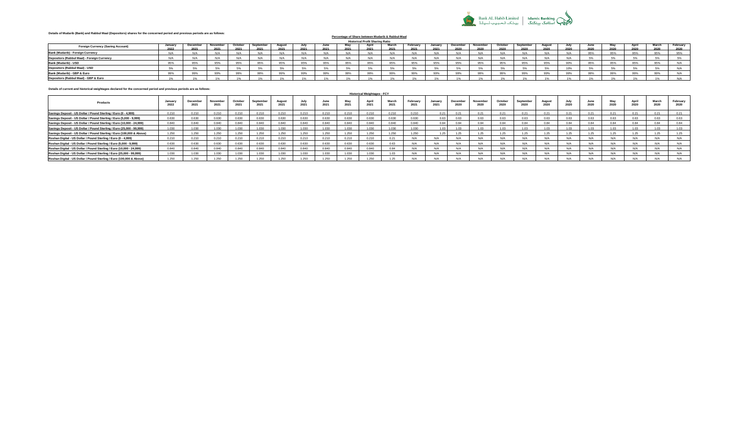Bank AL Habib Limited | Islamic Banking

بینک الحبیب لمیٹڈ | اسلامک بینکنگ

Details of Mudarib (Bank) and Rabbul Maal (Depositors) shares for the concerned period and previous periods are as follows:

**Percentage of Share between Mudarib & Rabbul-Maal**

**Historical Profit Sharing Ratio**

| Foreign Currency (Saving Account) | January 2022 | December 2021 | November 2021 | October 2021 | September 2021 | August 2021 | July 2021 | June 2021 | May 2021 | April 2021 | March 2021 | February 2021 | January 2021 | December 2020 | November 2020 | October 2020 | September 2020 | August 2020 | July 2020 | June 2020 | May 2020 | April 2020 | March 2020 | February 2020 |
|---|---|---|---|---|---|---|---|---|---|---|---|---|---|---|---|---|---|---|---|---|---|---|---|---|
| Bank (Mudarib) - Foreign Currency | N/A | N/A | N/A | N/A | N/A | N/A | N/A | N/A | N/A | N/A | N/A | N/A | N/A | N/A | N/A | N/A | N/A | N/A | N/A | 95% | 95% | 95% | 95% | 95% |
| Depositors (Rabbul Maal) - Foreign Currency | N/A | N/A | N/A | N/A | N/A | N/A | N/A | N/A | N/A | N/A | N/A | N/A | N/A | N/A | N/A | N/A | N/A | N/A | N/A | 5% | 5% | 5% | 5% | 5% |
| Bank (Mudarib) - USD | 95% | 95% | 95% | 95% | 95% | 95% | 95% | 95% | 95% | 95% | 95% | 95% | 95% | 95% | 95% | 95% | 95% | 95% | 90% | 95% | 95% | 95% | 95% | N/A |
| Depositors (Rabbul Maal) - USD | 5% | 5% | 5% | 5% | 5% | 5% | 5% | 5% | 5% | 5% | 5% | 5% | 5% | 5% | 5% | 5% | 5% | 5% | 10% | 5% | 5% | 5% | 5% | N/A |
| Bank (Mudarib) - GBP & Euro | 99% | 99% | 99% | 99% | 99% | 99% | 99% | 99% | 99% | 99% | 99% | 99% | 99% | 99% | 99% | 99% | 99% | 99% | 99% | 99% | 99% | 99% | 99% | N/A |
| Depositors (Rabbul Maal) - GBP & Euro | 1% | 1% | 1% | 1% | 1% | 1% | 1% | 1% | 1% | 1% | 1% | 1% | 1% | 1% | 1% | 1% | 1% | 1% | 1% | 1% | 1% | 1% | 1% | N/A |

Details of current and historical weightages declared for the concerned period and previous periods are as follows:

**Historical Weightages - FCY**

| Products | January 2022 | December 2021 | November 2021 | October 2021 | September 2021 | August 2021 | July 2021 | June 2021 | May 2021 | April 2021 | March 2021 | February 2021 | January 2021 | December 2020 | November 2020 | October 2020 | September 2020 | August 2020 | July 2020 | June 2020 | May 2020 | April 2020 | March 2020 | February 2020 |
|---|---|---|---|---|---|---|---|---|---|---|---|---|---|---|---|---|---|---|---|---|---|---|---|---|
| Savings Deposit - US Dollar / Pound Sterling / Euro (0 - 4,999) | 0.210 | 0.210 | 0.210 | 0.210 | 0.210 | 0.210 | 0.210 | 0.210 | 0.210 | 0.210 | 0.210 | 0.210 | 0.21 | 0.21 | 0.21 | 0.21 | 0.21 | 0.21 | 0.21 | 0.21 | 0.21 | 0.21 | 0.21 | 0.21 |
| Savings Deposit - US Dollar / Pound Sterling / Euro (5,000 - 9,999) | 0.630 | 0.630 | 0.630 | 0.630 | 0.630 | 0.630 | 0.630 | 0.630 | 0.630 | 0.630 | 0.630 | 0.630 | 0.63 | 0.63 | 0.63 | 0.63 | 0.63 | 0.63 | 0.63 | 0.63 | 0.63 | 0.63 | 0.63 | 0.63 |
| Savings Deposit - US Dollar / Pound Sterling / Euro (10,000 - 24,999) | 0.840 | 0.840 | 0.840 | 0.840 | 0.840 | 0.840 | 0.840 | 0.840 | 0.840 | 0.840 | 0.840 | 0.840 | 0.84 | 0.84 | 0.84 | 0.84 | 0.84 | 0.84 | 0.84 | 0.84 | 0.84 | 0.84 | 0.84 | 0.84 |
| Savings Deposit - US Dollar / Pound Sterling / Euro (25,000 - 99,999) | 1.030 | 1.030 | 1.030 | 1.030 | 1.030 | 1.030 | 1.030 | 1.030 | 1.030 | 1.030 | 1.030 | 1.030 | 1.03 | 1.03 | 1.03 | 1.03 | 1.03 | 1.03 | 1.03 | 1.03 | 1.03 | 1.03 | 1.03 | 1.03 |
| Savings Deposit - US Dollar / Pound Sterling / Euro (100,000 & Above) | 1.250 | 1.250 | 1.250 | 1.250 | 1.250 | 1.250 | 1.250 | 1.250 | 1.250 | 1.250 | 1.250 | 1.250 | 1.25 | 1.25 | 1.25 | 1.25 | 1.25 | 1.25 | 1.25 | 1.25 | 1.25 | 1.25 | 1.25 | 1.25 |
| Roshan Digital - US Dollar / Pound Sterling / Euro (0 - 4,999) | 0.210 | 0.210 | 0.210 | 0.210 | 0.210 | 0.210 | 0.210 | 0.210 | 0.210 | 0.210 | 0.21 | N/A | N/A | N/A | N/A | N/A | N/A | N/A | N/A | N/A | N/A | N/A | N/A | N/A |
| Roshan Digital - US Dollar / Pound Sterling / Euro (5,000 - 9,999) | 0.630 | 0.630 | 0.630 | 0.630 | 0.630 | 0.630 | 0.630 | 0.630 | 0.630 | 0.630 | 0.63 | N/A | N/A | N/A | N/A | N/A | N/A | N/A | N/A | N/A | N/A | N/A | N/A | N/A |
| Roshan Digital - US Dollar / Pound Sterling / Euro (10,000 - 24,999) | 0.840 | 0.840 | 0.840 | 0.840 | 0.840 | 0.840 | 0.840 | 0.840 | 0.840 | 0.840 | 0.84 | N/A | N/A | N/A | N/A | N/A | N/A | N/A | N/A | N/A | N/A | N/A | N/A | N/A |
| Roshan Digital - US Dollar / Pound Sterling / Euro (25,000 - 99,999) | 1.030 | 1.030 | 1.030 | 1.030 | 1.030 | 1.030 | 1.030 | 1.030 | 1.030 | 1.030 | 1.03 | N/A | N/A | N/A | N/A | N/A | N/A | N/A | N/A | N/A | N/A | N/A | N/A | N/A |
| Roshan Digital - US Dollar / Pound Sterling / Euro (100,000 & Above) | 1.250 | 1.250 | 1.250 | 1.250 | 1.250 | 1.250 | 1.250 | 1.250 | 1.250 | 1.250 | 1.25 | N/A | N/A | N/A | N/A | N/A | N/A | N/A | N/A | N/A | N/A | N/A | N/A | N/A |